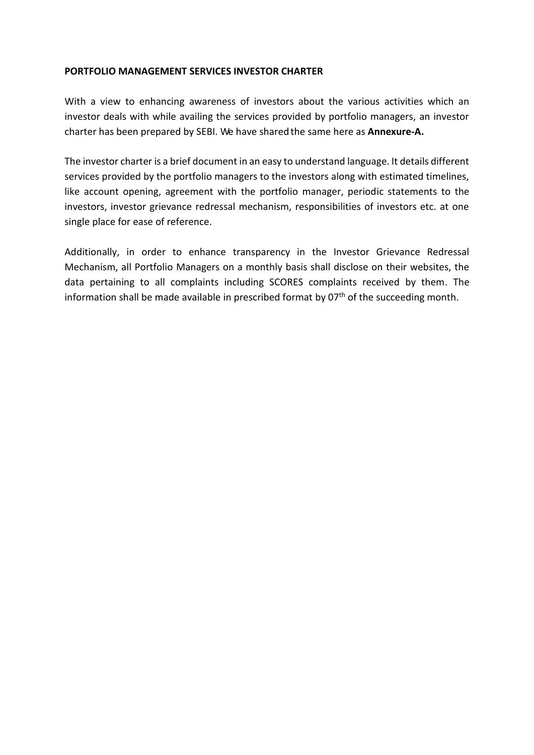**PORTFOLIO MANAGEMENT SERVICES INVESTOR CHARTER**

With a view to enhancing awareness of investors about the various activities which an investor deals with while availing the services provided by portfolio managers, an investor charter has been prepared by SEBI. We have shared the same here as **Annexure-A.**

The investor charter is a brief document in an easy to understand language. It details different services provided by the portfolio managers to the investors along with estimated timelines, like account opening, agreement with the portfolio manager, periodic statements to the investors, investor grievance redressal mechanism, responsibilities of investors etc. at one single place for ease of reference.

Additionally, in order to enhance transparency in the Investor Grievance Redressal Mechanism, all Portfolio Managers on a monthly basis shall disclose on their websites, the data pertaining to all complaints including SCORES complaints received by them. The information shall be made available in prescribed format by 07th of the succeeding month.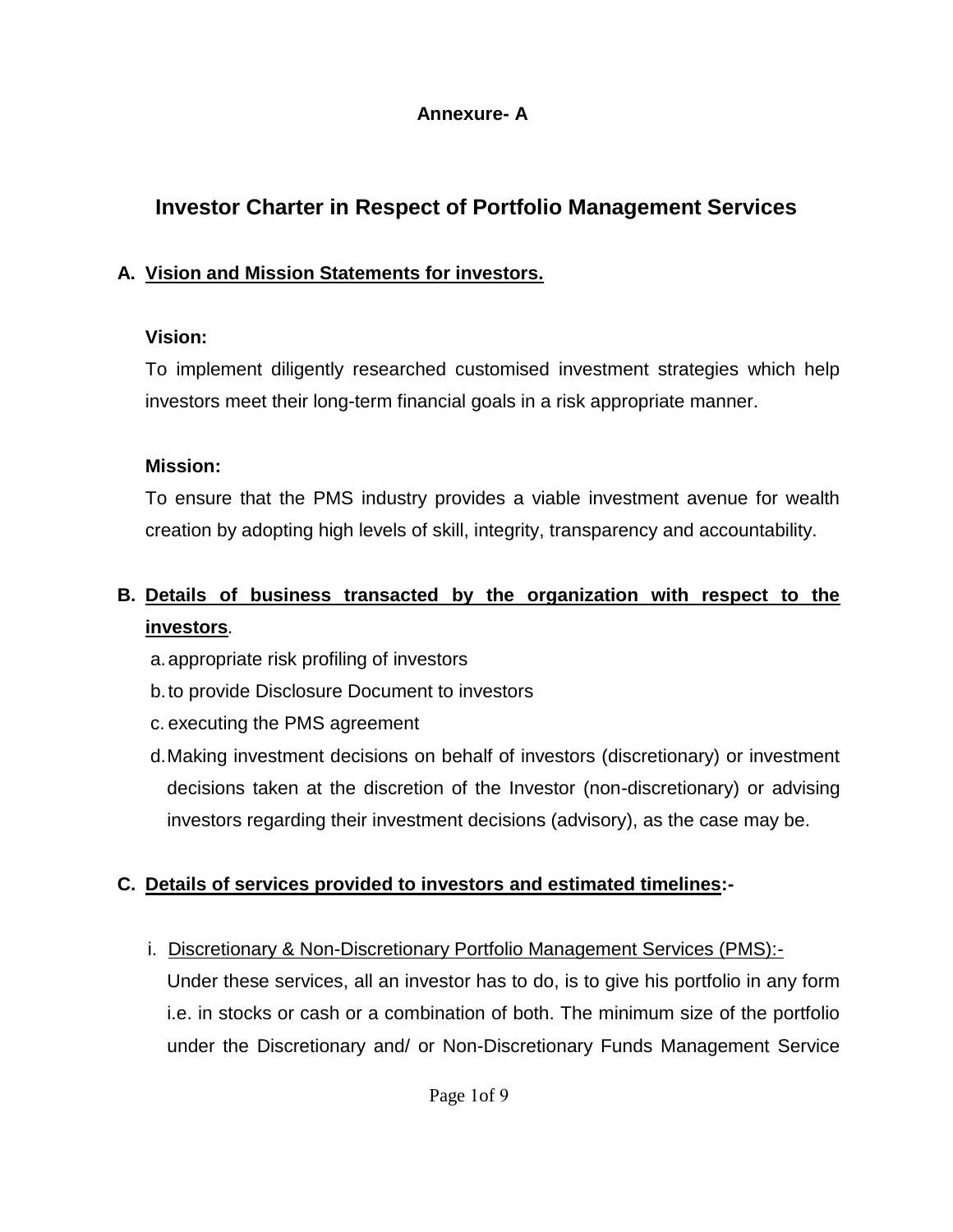**Annexure- A**

# Investor Charter in Respect of Portfolio Management Services

## A. Vision and Mission Statements for investors.

**Vision:**

To implement diligently researched customised investment strategies which help investors meet their long-term financial goals in a risk appropriate manner.

**Mission:**

To ensure that the PMS industry provides a viable investment avenue for wealth creation by adopting high levels of skill, integrity, transparency and accountability.

## B. Details of business transacted by the organization with respect to the investors.

a. appropriate risk profiling of investors

b. to provide Disclosure Document to investors

c. executing the PMS agreement

d. Making investment decisions on behalf of investors (discretionary) or investment decisions taken at the discretion of the Investor (non-discretionary) or advising investors regarding their investment decisions (advisory), as the case may be.

## C. Details of services provided to investors and estimated timelines:-

i. Discretionary & Non-Discretionary Portfolio Management Services (PMS):-

Under these services, all an investor has to do, is to give his portfolio in any form i.e. in stocks or cash or a combination of both. The minimum size of the portfolio under the Discretionary and/ or Non-Discretionary Funds Management Service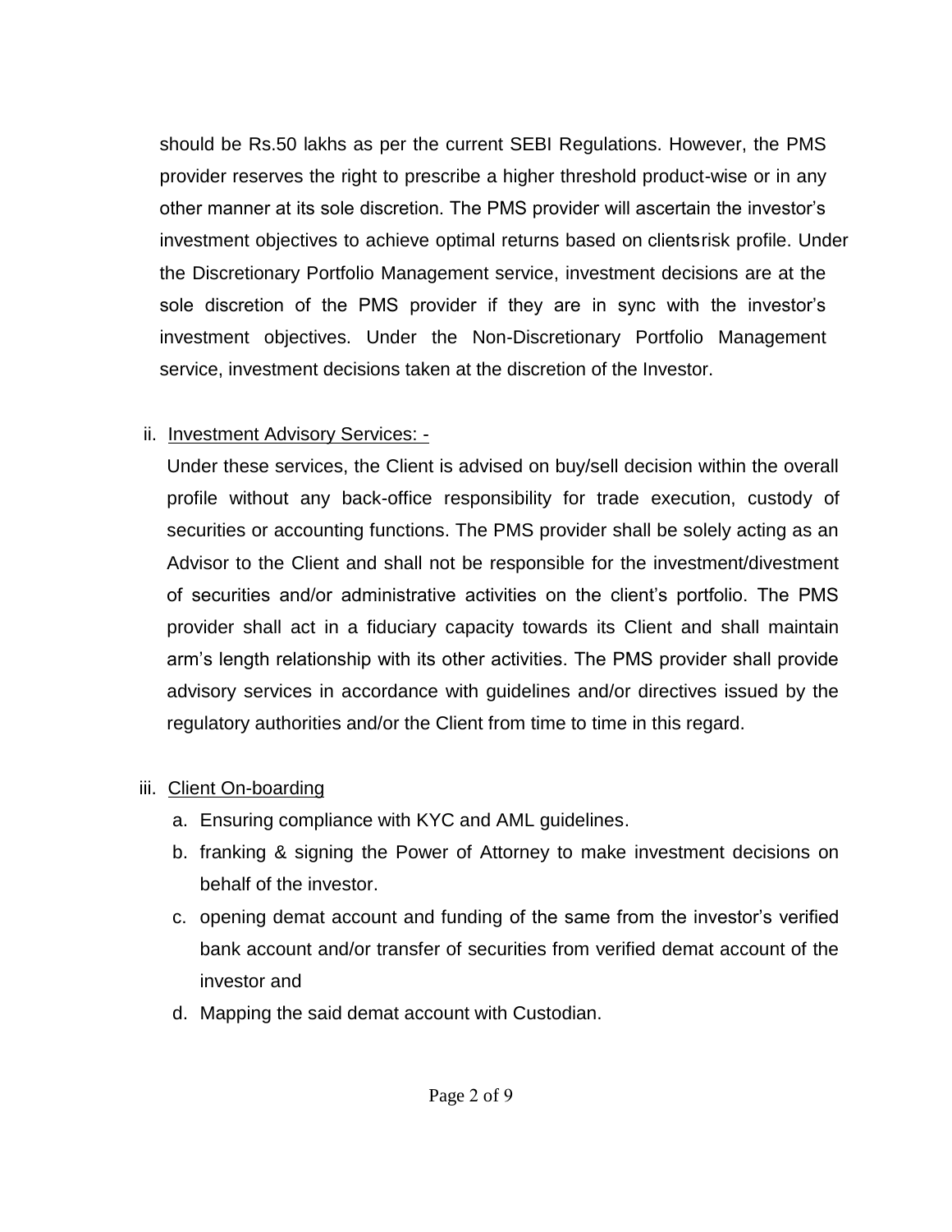should be Rs.50 lakhs as per the current SEBI Regulations. However, the PMS provider reserves the right to prescribe a higher threshold product-wise or in any other manner at its sole discretion. The PMS provider will ascertain the investor's investment objectives to achieve optimal returns based on clientsrisk profile. Under the Discretionary Portfolio Management service, investment decisions are at the sole discretion of the PMS provider if they are in sync with the investor's investment objectives. Under the Non-Discretionary Portfolio Management service, investment decisions taken at the discretion of the Investor.

ii. <u>Investment Advisory Services: -</u>

Under these services, the Client is advised on buy/sell decision within the overall profile without any back-office responsibility for trade execution, custody of securities or accounting functions. The PMS provider shall be solely acting as an Advisor to the Client and shall not be responsible for the investment/divestment of securities and/or administrative activities on the client's portfolio. The PMS provider shall act in a fiduciary capacity towards its Client and shall maintain arm's length relationship with its other activities. The PMS provider shall provide advisory services in accordance with guidelines and/or directives issued by the regulatory authorities and/or the Client from time to time in this regard.

iii. <u>Client On-boarding</u>

a. Ensuring compliance with KYC and AML guidelines.
b. franking & signing the Power of Attorney to make investment decisions on behalf of the investor.
c. opening demat account and funding of the same from the investor's verified bank account and/or transfer of securities from verified demat account of the investor and
d. Mapping the said demat account with Custodian.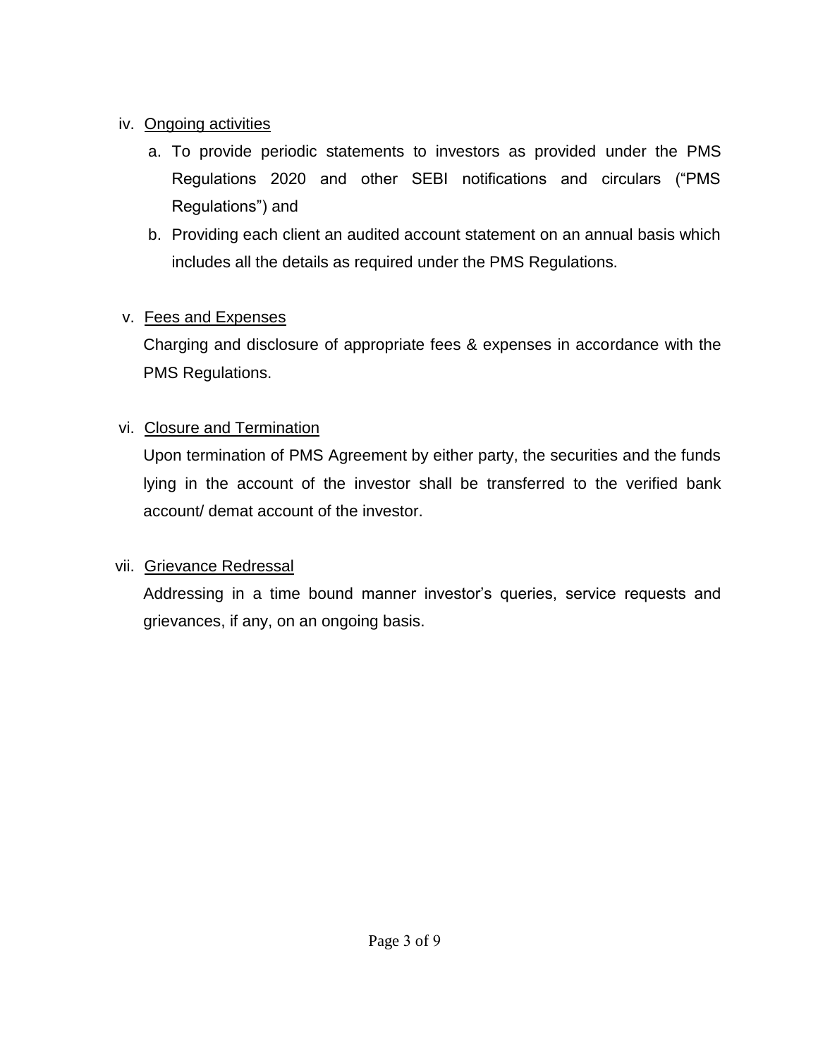iv. <u>Ongoing activities</u>

   a. To provide periodic statements to investors as provided under the PMS Regulations 2020 and other SEBI notifications and circulars ("PMS Regulations") and

   b. Providing each client an audited account statement on an annual basis which includes all the details as required under the PMS Regulations.

v. <u>Fees and Expenses</u>

   Charging and disclosure of appropriate fees & expenses in accordance with the PMS Regulations.

vi. <u>Closure and Termination</u>

   Upon termination of PMS Agreement by either party, the securities and the funds lying in the account of the investor shall be transferred to the verified bank account/ demat account of the investor.

vii. <u>Grievance Redressal</u>

   Addressing in a time bound manner investor's queries, service requests and grievances, if any, on an ongoing basis.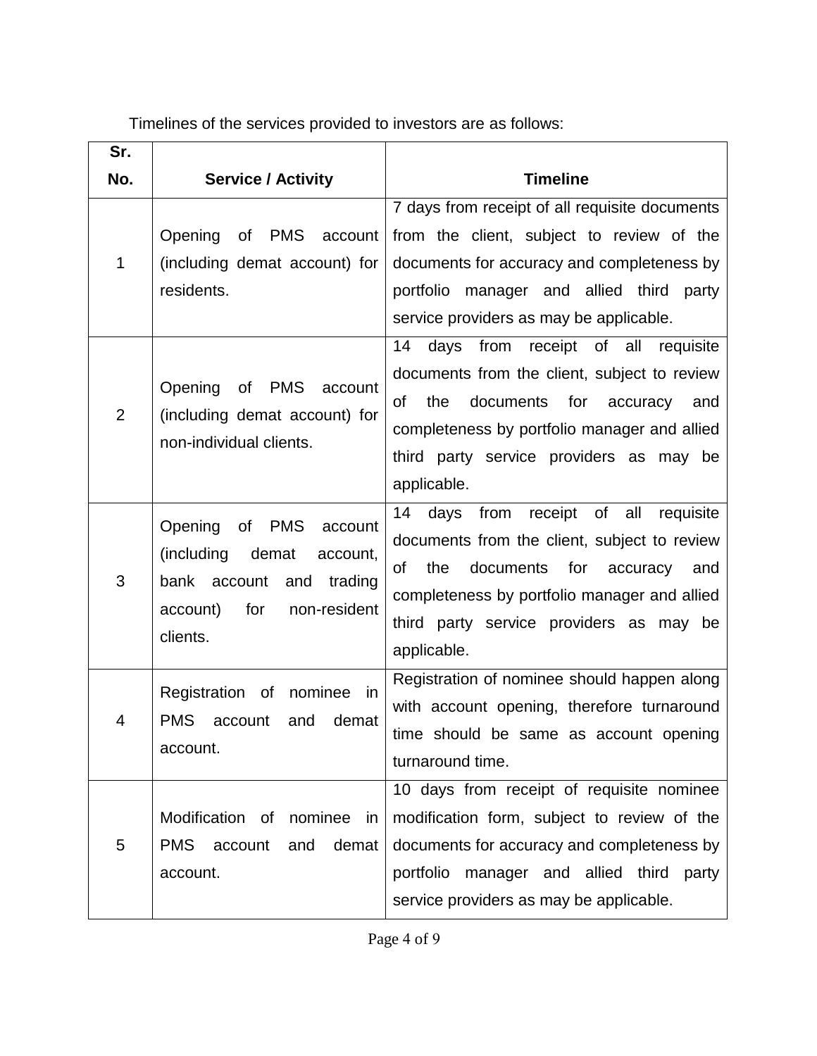Timelines of the services provided to investors are as follows:

| Sr. No. | Service / Activity | Timeline |
|---|---|---|
| 1 | Opening of PMS account (including demat account) for residents. | 7 days from receipt of all requisite documents from the client, subject to review of the documents for accuracy and completeness by portfolio manager and allied third party service providers as may be applicable. |
| 2 | Opening of PMS account (including demat account) for non-individual clients. | 14 days from receipt of all requisite documents from the client, subject to review of the documents for accuracy and completeness by portfolio manager and allied third party service providers as may be applicable. |
| 3 | Opening of PMS account (including demat account, bank account and trading account) for non-resident clients. | 14 days from receipt of all requisite documents from the client, subject to review of the documents for accuracy and completeness by portfolio manager and allied third party service providers as may be applicable. |
| 4 | Registration of nominee in PMS account and demat account. | Registration of nominee should happen along with account opening, therefore turnaround time should be same as account opening turnaround time. |
| 5 | Modification of nominee in PMS account and demat account. | 10 days from receipt of requisite nominee modification form, subject to review of the documents for accuracy and completeness by portfolio manager and allied third party service providers as may be applicable. |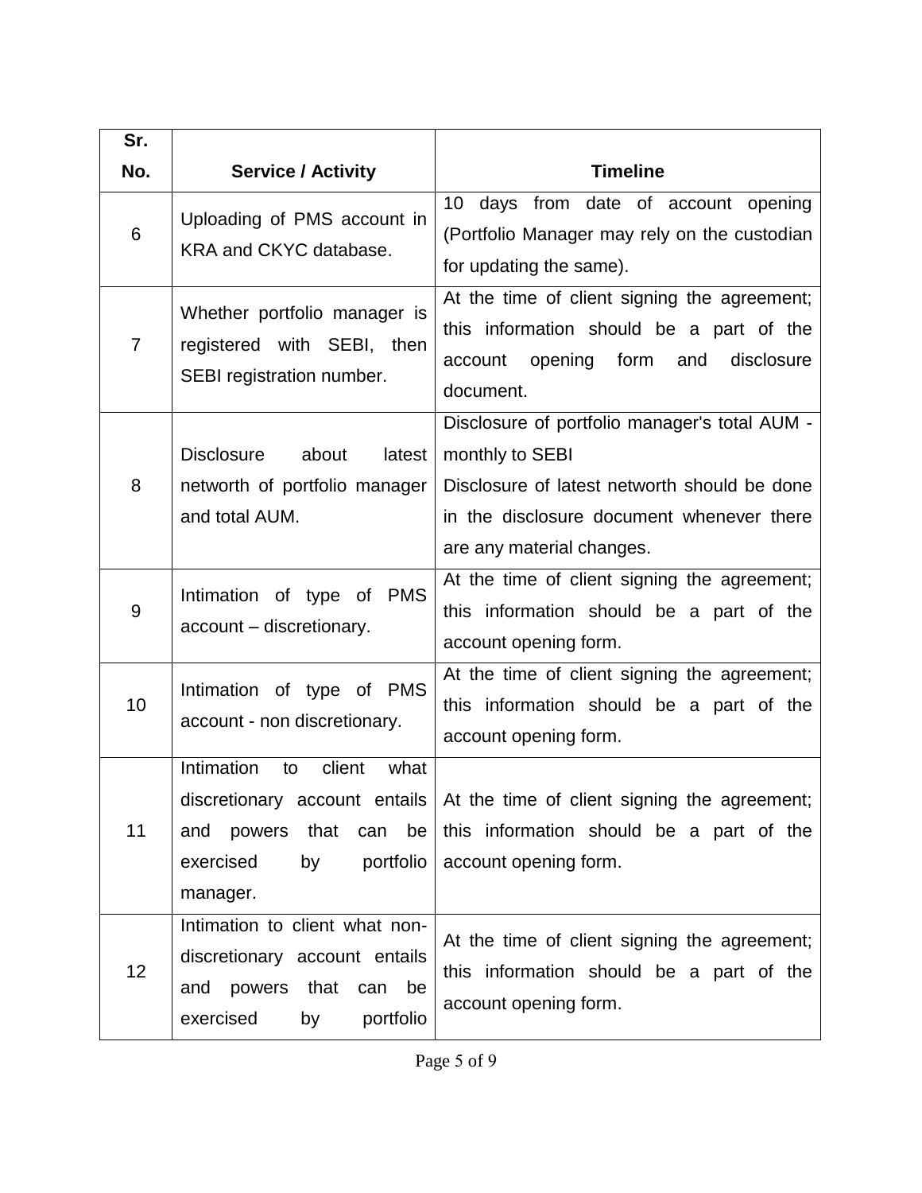| Sr. No. | Service / Activity | Timeline |
|---|---|---|
| 6 | Uploading of PMS account in KRA and CKYC database. | 10 days from date of account opening (Portfolio Manager may rely on the custodian for updating the same). |
| 7 | Whether portfolio manager is registered with SEBI, then SEBI registration number. | At the time of client signing the agreement; this information should be a part of the account opening form and disclosure document. |
| 8 | Disclosure about latest networth of portfolio manager and total AUM. | Disclosure of portfolio manager's total AUM - monthly to SEBI<br>Disclosure of latest networth should be done in the disclosure document whenever there are any material changes. |
| 9 | Intimation of type of PMS account – discretionary. | At the time of client signing the agreement; this information should be a part of the account opening form. |
| 10 | Intimation of type of PMS account - non discretionary. | At the time of client signing the agreement; this information should be a part of the account opening form. |
| 11 | Intimation to client what discretionary account entails and powers that can be exercised by portfolio manager. | At the time of client signing the agreement; this information should be a part of the account opening form. |
| 12 | Intimation to client what non-discretionary account entails and powers that can be exercised by portfolio | At the time of client signing the agreement; this information should be a part of the account opening form. |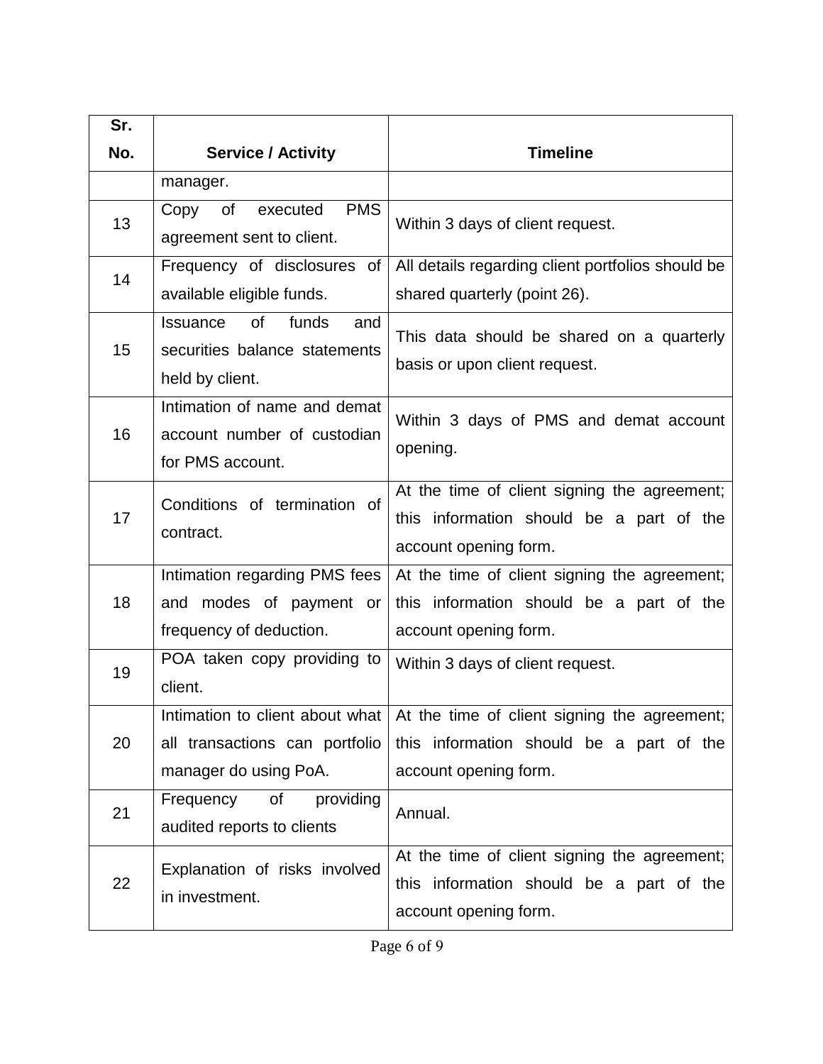| Sr. No. | Service / Activity | Timeline |
|---|---|---|
| | manager. | |
| 13 | Copy of executed PMS agreement sent to client. | Within 3 days of client request. |
| 14 | Frequency of disclosures of available eligible funds. | All details regarding client portfolios should be shared quarterly (point 26). |
| 15 | Issuance of funds and securities balance statements held by client. | This data should be shared on a quarterly basis or upon client request. |
| 16 | Intimation of name and demat account number of custodian for PMS account. | Within 3 days of PMS and demat account opening. |
| 17 | Conditions of termination of contract. | At the time of client signing the agreement; this information should be a part of the account opening form. |
| 18 | Intimation regarding PMS fees and modes of payment or frequency of deduction. | At the time of client signing the agreement; this information should be a part of the account opening form. |
| 19 | POA taken copy providing to client. | Within 3 days of client request. |
| 20 | Intimation to client about what all transactions can portfolio manager do using PoA. | At the time of client signing the agreement; this information should be a part of the account opening form. |
| 21 | Frequency of providing audited reports to clients | Annual. |
| 22 | Explanation of risks involved in investment. | At the time of client signing the agreement; this information should be a part of the account opening form. |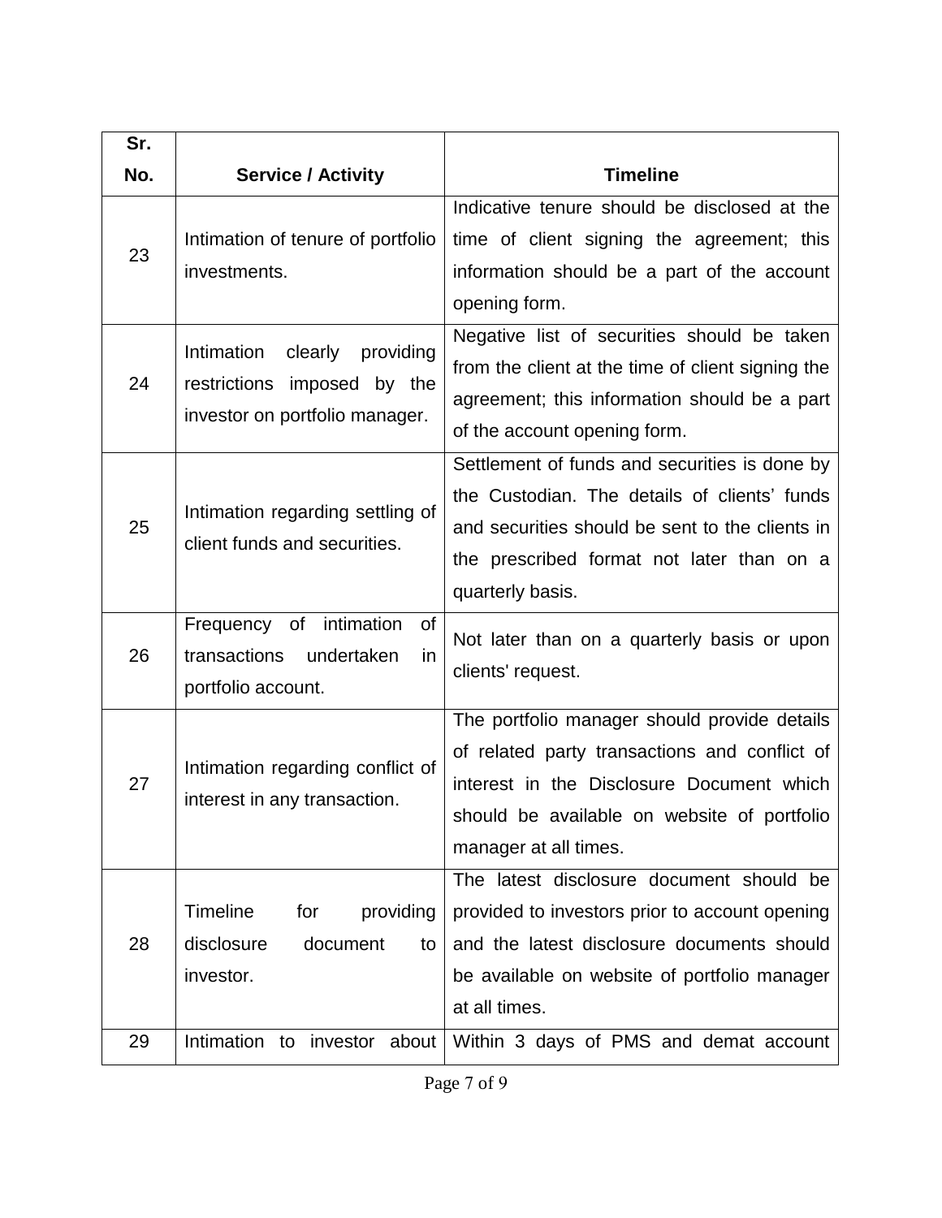| Sr. No. | Service / Activity | Timeline |
|---|---|---|
| 23 | Intimation of tenure of portfolio investments. | Indicative tenure should be disclosed at the time of client signing the agreement; this information should be a part of the account opening form. |
| 24 | Intimation clearly providing restrictions imposed by the investor on portfolio manager. | Negative list of securities should be taken from the client at the time of client signing the agreement; this information should be a part of the account opening form. |
| 25 | Intimation regarding settling of client funds and securities. | Settlement of funds and securities is done by the Custodian. The details of clients' funds and securities should be sent to the clients in the prescribed format not later than on a quarterly basis. |
| 26 | Frequency of intimation of transactions undertaken in portfolio account. | Not later than on a quarterly basis or upon clients' request. |
| 27 | Intimation regarding conflict of interest in any transaction. | The portfolio manager should provide details of related party transactions and conflict of interest in the Disclosure Document which should be available on website of portfolio manager at all times. |
| 28 | Timeline for providing disclosure document to investor. | The latest disclosure document should be provided to investors prior to account opening and the latest disclosure documents should be available on website of portfolio manager at all times. |
| 29 | Intimation to investor about | Within 3 days of PMS and demat account |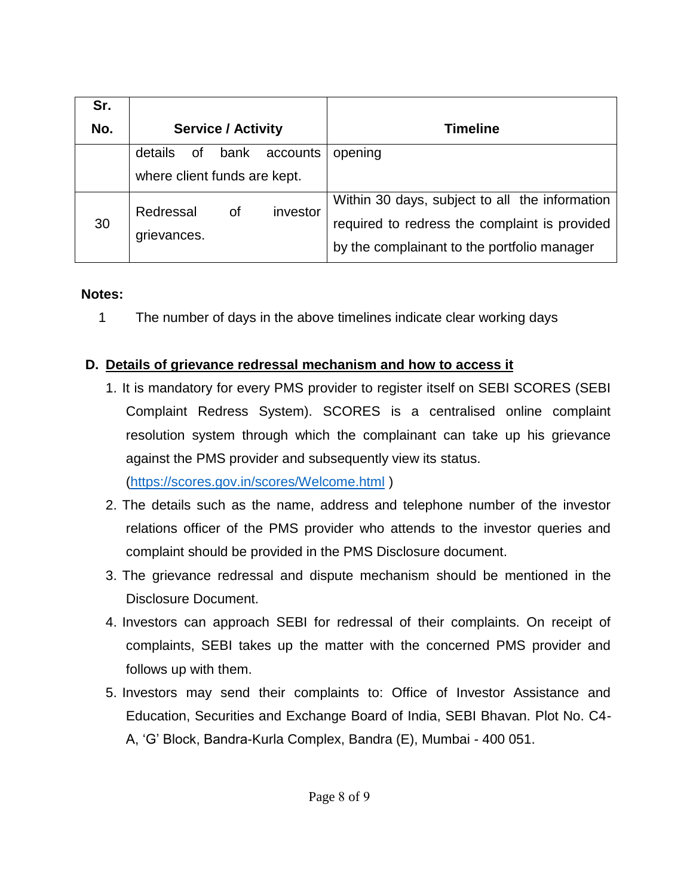| Sr. No. | Service / Activity | Timeline |
|---|---|---|
| | details of bank accounts where client funds are kept. | opening |
| 30 | Redressal of investor grievances. | Within 30 days, subject to all the information required to redress the complaint is provided by the complainant to the portfolio manager |

**Notes:**

1 The number of days in the above timelines indicate clear working days

**D. <u>Details of grievance redressal mechanism and how to access it</u>**

1. It is mandatory for every PMS provider to register itself on SEBI SCORES (SEBI Complaint Redress System). SCORES is a centralised online complaint resolution system through which the complainant can take up his grievance against the PMS provider and subsequently view its status. ([https://scores.gov.in/scores/Welcome.html](https://scores.gov.in/scores/Welcome.html) )
2. The details such as the name, address and telephone number of the investor relations officer of the PMS provider who attends to the investor queries and complaint should be provided in the PMS Disclosure document.
3. The grievance redressal and dispute mechanism should be mentioned in the Disclosure Document.
4. Investors can approach SEBI for redressal of their complaints. On receipt of complaints, SEBI takes up the matter with the concerned PMS provider and follows up with them.
5. Investors may send their complaints to: Office of Investor Assistance and Education, Securities and Exchange Board of India, SEBI Bhavan. Plot No. C4-A, 'G' Block, Bandra-Kurla Complex, Bandra (E), Mumbai - 400 051.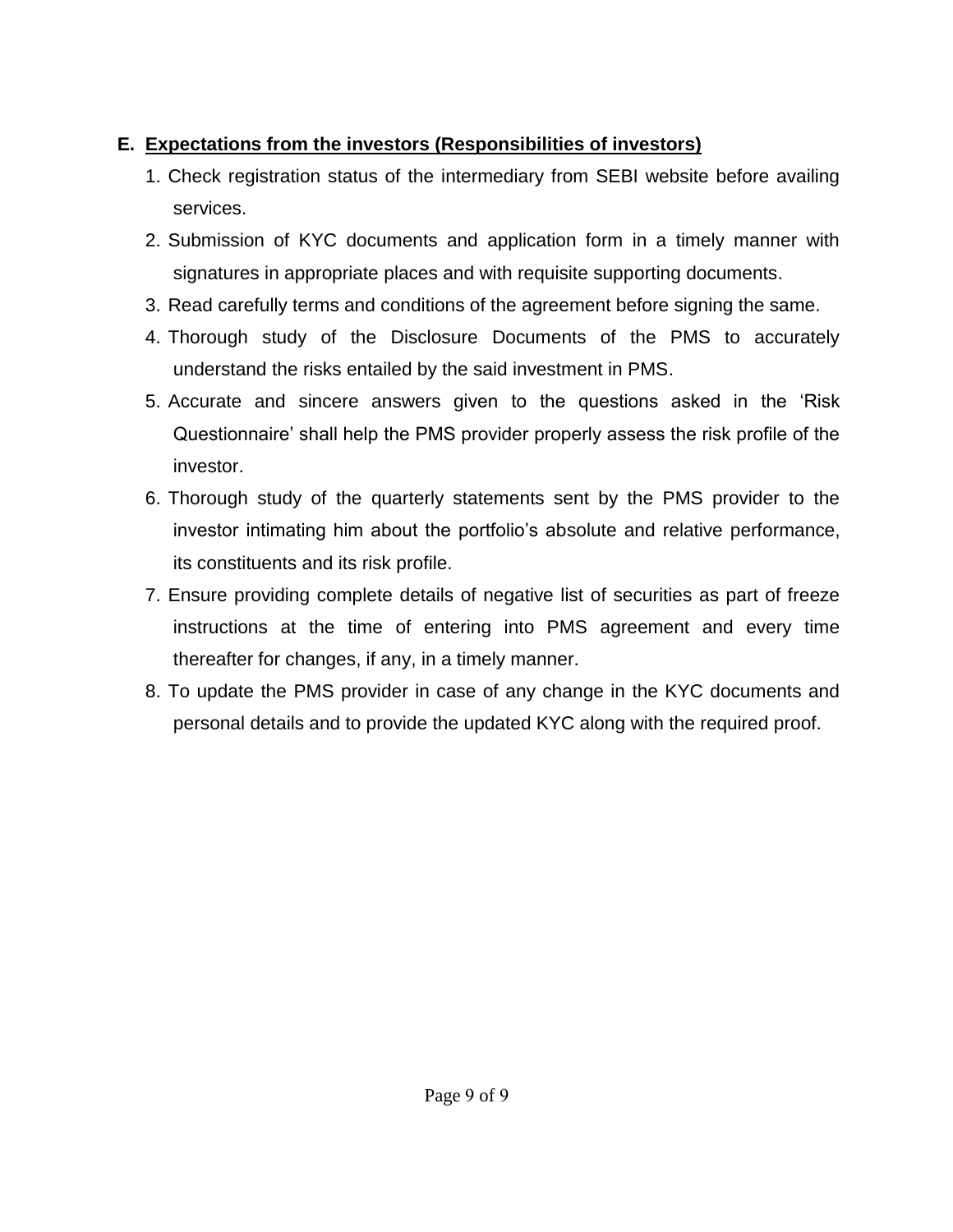## E. Expectations from the investors (Responsibilities of investors)

1. Check registration status of the intermediary from SEBI website before availing services.
2. Submission of KYC documents and application form in a timely manner with signatures in appropriate places and with requisite supporting documents.
3. Read carefully terms and conditions of the agreement before signing the same.
4. Thorough study of the Disclosure Documents of the PMS to accurately understand the risks entailed by the said investment in PMS.
5. Accurate and sincere answers given to the questions asked in the 'Risk Questionnaire' shall help the PMS provider properly assess the risk profile of the investor.
6. Thorough study of the quarterly statements sent by the PMS provider to the investor intimating him about the portfolio's absolute and relative performance, its constituents and its risk profile.
7. Ensure providing complete details of negative list of securities as part of freeze instructions at the time of entering into PMS agreement and every time thereafter for changes, if any, in a timely manner.
8. To update the PMS provider in case of any change in the KYC documents and personal details and to provide the updated KYC along with the required proof.